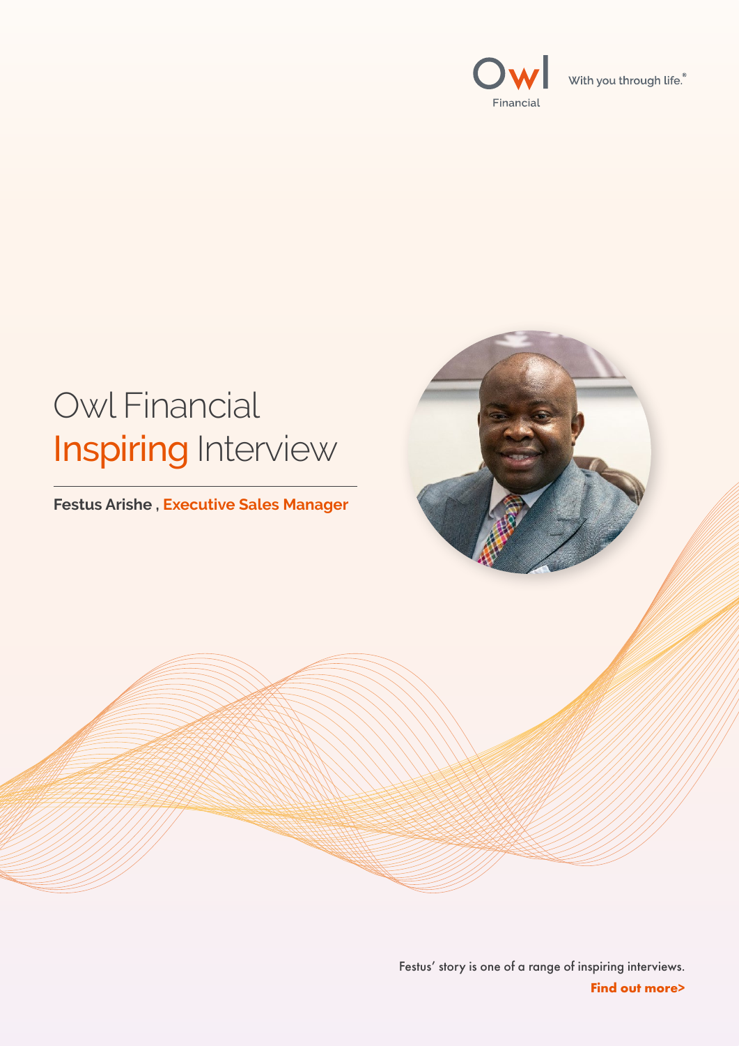Owl Financial

With you through life.®

# Owl Financial Inspiring Interview

**Festus Arishe , Executive Sales Manager**

Festus' story is one of a range of inspiring interviews.

**Find out more>**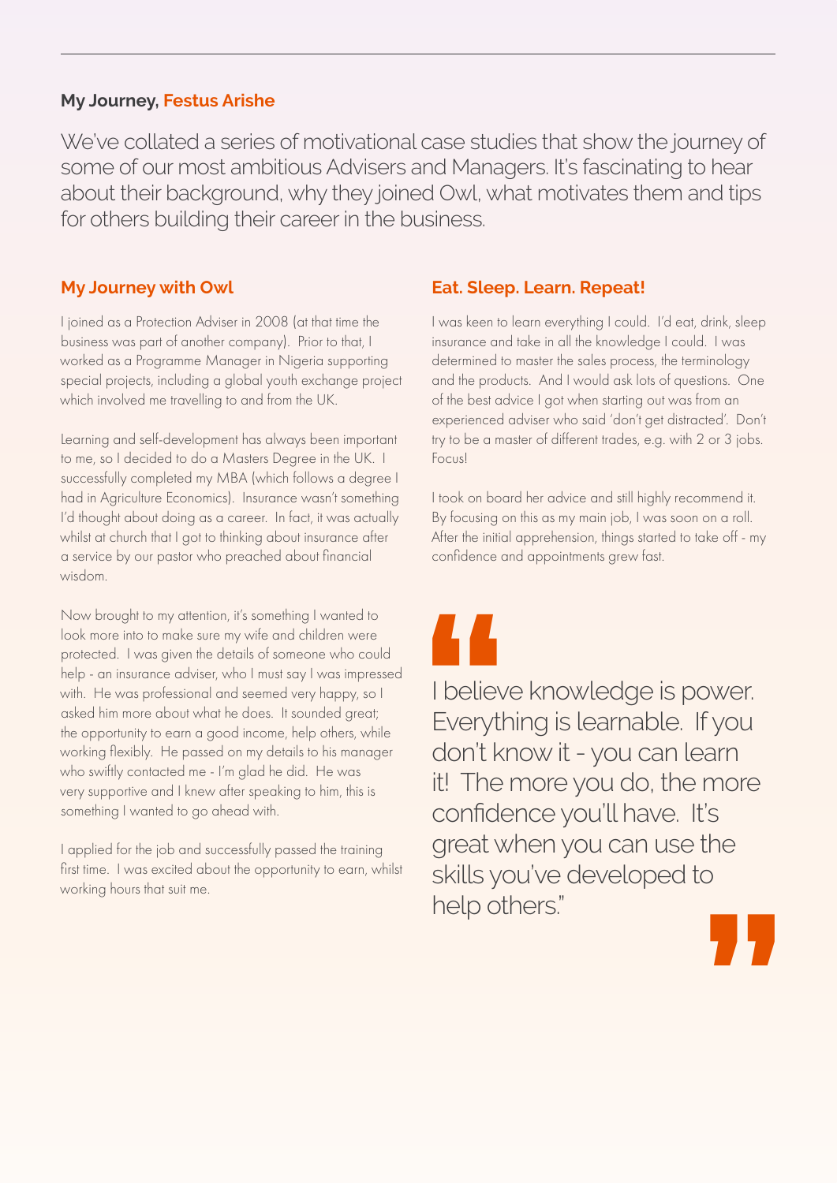**My Journey, Festus Arishe**

We've collated a series of motivational case studies that show the journey of some of our most ambitious Advisers and Managers. It's fascinating to hear about their background, why they joined Owl, what motivates them and tips for others building their career in the business.

## My Journey with Owl

I joined as a Protection Adviser in 2008 (at that time the business was part of another company). Prior to that, I worked as a Programme Manager in Nigeria supporting special projects, including a global youth exchange project which involved me travelling to and from the UK.

Learning and self-development has always been important to me, so I decided to do a Masters Degree in the UK. I successfully completed my MBA (which follows a degree I had in Agriculture Economics). Insurance wasn't something I'd thought about doing as a career. In fact, it was actually whilst at church that I got to thinking about insurance after a service by our pastor who preached about financial wisdom.

Now brought to my attention, it's something I wanted to look more into to make sure my wife and children were protected. I was given the details of someone who could help - an insurance adviser, who I must say I was impressed with. He was professional and seemed very happy, so I asked him more about what he does. It sounded great; the opportunity to earn a good income, help others, while working flexibly. He passed on my details to his manager who swiftly contacted me - I'm glad he did. He was very supportive and I knew after speaking to him, this is something I wanted to go ahead with.

I applied for the job and successfully passed the training first time. I was excited about the opportunity to earn, whilst working hours that suit me.

## Eat. Sleep. Learn. Repeat!

I was keen to learn everything I could. I'd eat, drink, sleep insurance and take in all the knowledge I could. I was determined to master the sales process, the terminology and the products. And I would ask lots of questions. One of the best advice I got when starting out was from an experienced adviser who said 'don't get distracted'. Don't try to be a master of different trades, e.g. with 2 or 3 jobs. Focus!

I took on board her advice and still highly recommend it. By focusing on this as my main job, I was soon on a roll. After the initial apprehension, things started to take off - my confidence and appointments grew fast.

> "I believe knowledge is power. Everything is learnable. If you don't know it - you can learn it! The more you do, the more confidence you'll have. It's great when you can use the skills you've developed to help others."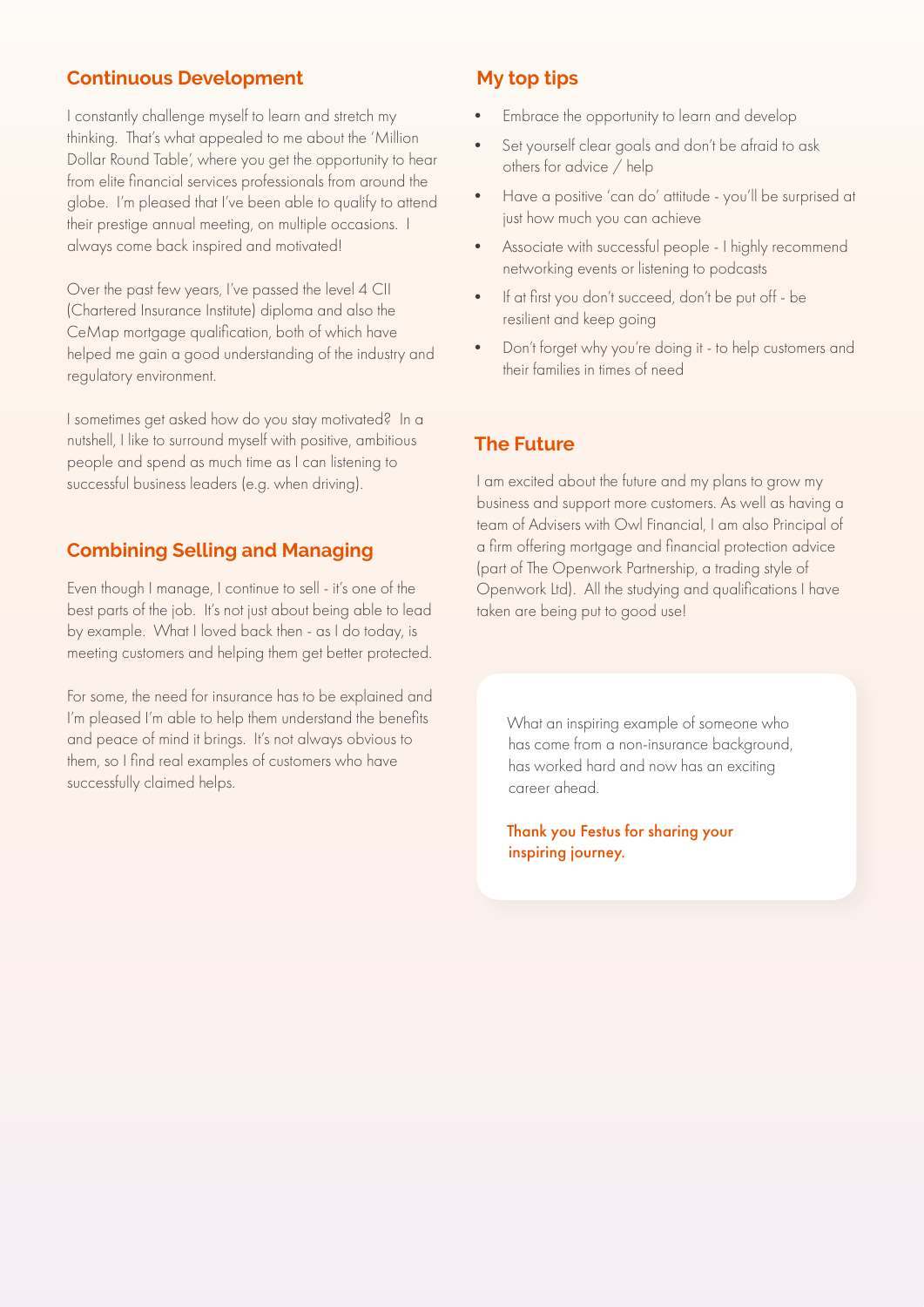## Continuous Development

I constantly challenge myself to learn and stretch my thinking. That's what appealed to me about the 'Million Dollar Round Table', where you get the opportunity to hear from elite financial services professionals from around the globe. I'm pleased that I've been able to qualify to attend their prestige annual meeting, on multiple occasions. I always come back inspired and motivated!

Over the past few years, I've passed the level 4 CII (Chartered Insurance Institute) diploma and also the CeMap mortgage qualification, both of which have helped me gain a good understanding of the industry and regulatory environment.

I sometimes get asked how do you stay motivated? In a nutshell, I like to surround myself with positive, ambitious people and spend as much time as I can listening to successful business leaders (e.g. when driving).

## Combining Selling and Managing

Even though I manage, I continue to sell - it's one of the best parts of the job. It's not just about being able to lead by example. What I loved back then - as I do today, is meeting customers and helping them get better protected.

For some, the need for insurance has to be explained and I'm pleased I'm able to help them understand the benefits and peace of mind it brings. It's not always obvious to them, so I find real examples of customers who have successfully claimed helps.

## My top tips

- Embrace the opportunity to learn and develop
- Set yourself clear goals and don't be afraid to ask others for advice / help
- Have a positive 'can do' attitude - you'll be surprised at just how much you can achieve
- Associate with successful people - I highly recommend networking events or listening to podcasts
- If at first you don't succeed, don't be put off - be resilient and keep going
- Don't forget why you're doing it - to help customers and their families in times of need

## The Future

I am excited about the future and my plans to grow my business and support more customers. As well as having a team of Advisers with Owl Financial, I am also Principal of a firm offering mortgage and financial protection advice (part of The Openwork Partnership, a trading style of Openwork Ltd). All the studying and qualifications I have taken are being put to good use!

What an inspiring example of someone who has come from a non-insurance background, has worked hard and now has an exciting career ahead.

Thank you Festus for sharing your inspiring journey.